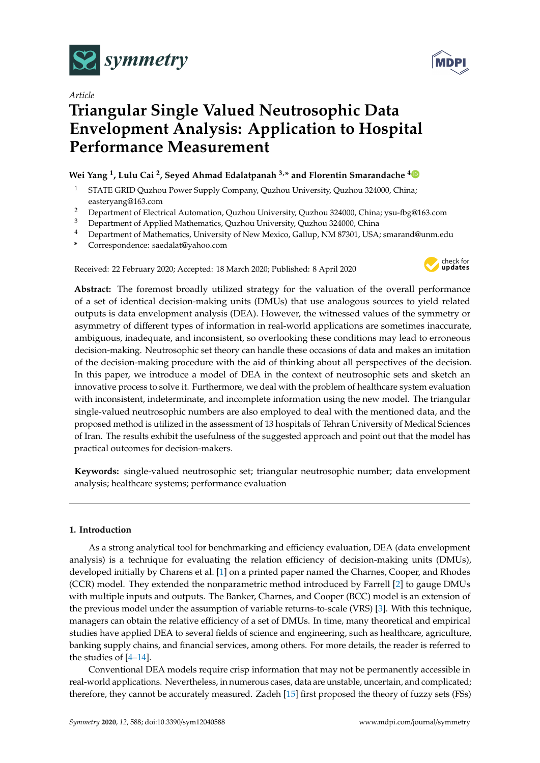*Article*

# Triangular Single Valued Neutrosophic Data Envelopment Analysis: Application to Hospital Performance Measurement

**Wei Yang [1], Lulu Cai [2], Seyed Ahmad Edalatpanah [3,*] and Florentin Smarandache [4]**

1. STATE GRID Quzhou Power Supply Company, Quzhou University, Quzhou 324000, China; easteryang@163.com
2. Department of Electrical Automation, Quzhou University, Quzhou 324000, China; ysu-fbg@163.com
3. Department of Applied Mathematics, Quzhou University, Quzhou 324000, China
4. Department of Mathematics, University of New Mexico, Gallup, NM 87301, USA; smarand@unm.edu

\* Correspondence: saedalat@yahoo.com

Received: 22 February 2020; Accepted: 18 March 2020; Published: 8 April 2020

**Abstract:** The foremost broadly utilized strategy for the valuation of the overall performance of a set of identical decision-making units (DMUs) that use analogous sources to yield related outputs is data envelopment analysis (DEA). However, the witnessed values of the symmetry or asymmetry of different types of information in real-world applications are sometimes inaccurate, ambiguous, inadequate, and inconsistent, so overlooking these conditions may lead to erroneous decision-making. Neutrosophic set theory can handle these occasions of data and makes an imitation of the decision-making procedure with the aid of thinking about all perspectives of the decision. In this paper, we introduce a model of DEA in the context of neutrosophic sets and sketch an innovative process to solve it. Furthermore, we deal with the problem of healthcare system evaluation with inconsistent, indeterminate, and incomplete information using the new model. The triangular single-valued neutrosophic numbers are also employed to deal with the mentioned data, and the proposed method is utilized in the assessment of 13 hospitals of Tehran University of Medical Sciences of Iran. The results exhibit the usefulness of the suggested approach and point out that the model has practical outcomes for decision-makers.

**Keywords:** single-valued neutrosophic set; triangular neutrosophic number; data envelopment analysis; healthcare systems; performance evaluation

## 1. Introduction

As a strong analytical tool for benchmarking and efficiency evaluation, DEA (data envelopment analysis) is a technique for evaluating the relation efficiency of decision-making units (DMUs), developed initially by Charens et al. [1] on a printed paper named the Charnes, Cooper, and Rhodes (CCR) model. They extended the nonparametric method introduced by Farrell [2] to gauge DMUs with multiple inputs and outputs. The Banker, Charnes, and Cooper (BCC) model is an extension of the previous model under the assumption of variable returns-to-scale (VRS) [3]. With this technique, managers can obtain the relative efficiency of a set of DMUs. In time, many theoretical and empirical studies have applied DEA to several fields of science and engineering, such as healthcare, agriculture, banking supply chains, and financial services, among others. For more details, the reader is referred to the studies of [4–14].

Conventional DEA models require crisp information that may not be permanently accessible in real-world applications. Nevertheless, in numerous cases, data are unstable, uncertain, and complicated; therefore, they cannot be accurately measured. Zadeh [15] first proposed the theory of fuzzy sets (FSs)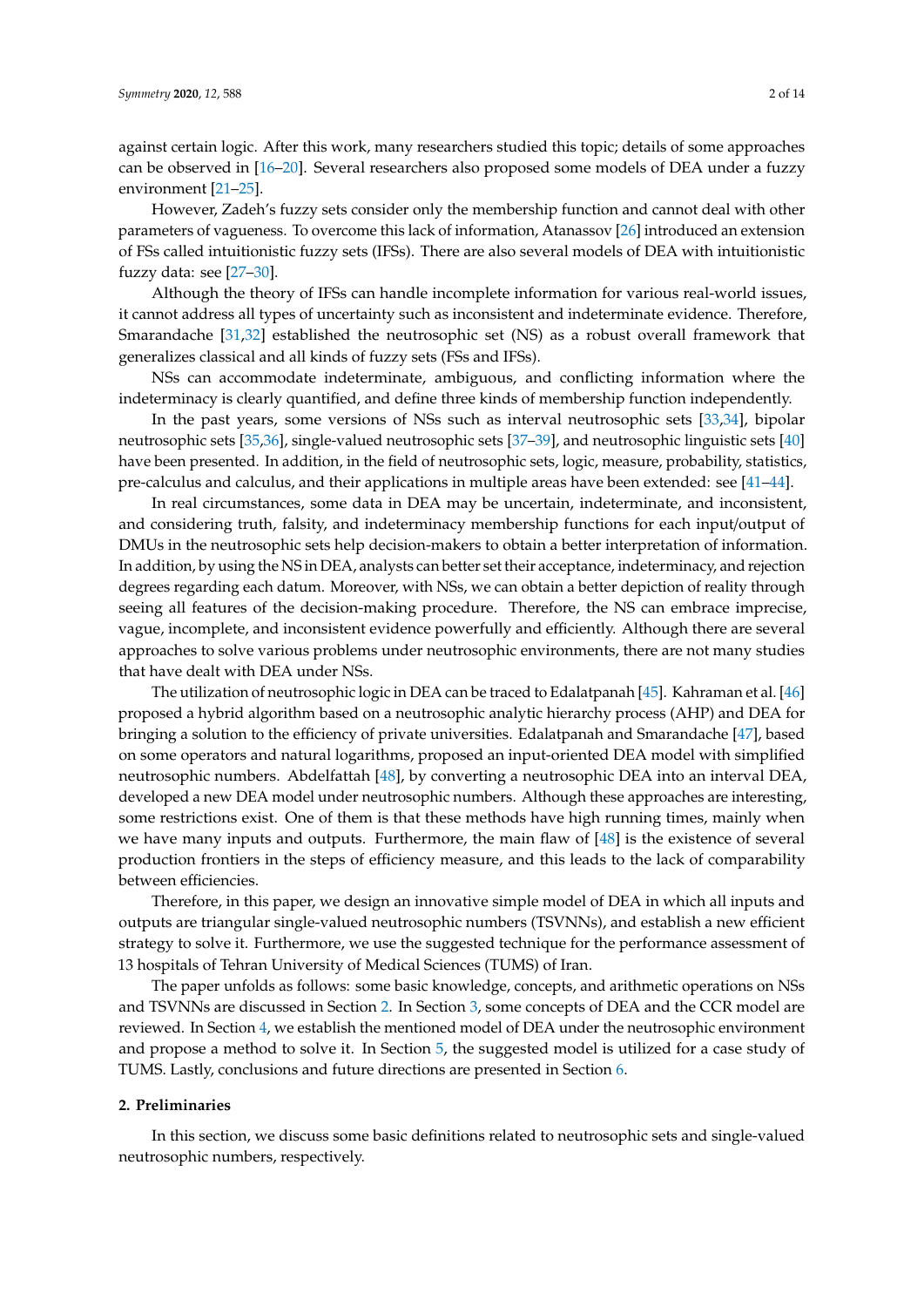against certain logic. After this work, many researchers studied this topic; details of some approaches can be observed in [16–20]. Several researchers also proposed some models of DEA under a fuzzy environment [21–25].

However, Zadeh's fuzzy sets consider only the membership function and cannot deal with other parameters of vagueness. To overcome this lack of information, Atanassov [26] introduced an extension of FSs called intuitionistic fuzzy sets (IFSs). There are also several models of DEA with intuitionistic fuzzy data: see [27–30].

Although the theory of IFSs can handle incomplete information for various real-world issues, it cannot address all types of uncertainty such as inconsistent and indeterminate evidence. Therefore, Smarandache [31,32] established the neutrosophic set (NS) as a robust overall framework that generalizes classical and all kinds of fuzzy sets (FSs and IFSs).

NSs can accommodate indeterminate, ambiguous, and conflicting information where the indeterminacy is clearly quantified, and define three kinds of membership function independently.

In the past years, some versions of NSs such as interval neutrosophic sets [33,34], bipolar neutrosophic sets [35,36], single-valued neutrosophic sets [37–39], and neutrosophic linguistic sets [40] have been presented. In addition, in the field of neutrosophic sets, logic, measure, probability, statistics, pre-calculus and calculus, and their applications in multiple areas have been extended: see [41–44].

In real circumstances, some data in DEA may be uncertain, indeterminate, and inconsistent, and considering truth, falsity, and indeterminacy membership functions for each input/output of DMUs in the neutrosophic sets help decision-makers to obtain a better interpretation of information. In addition, by using the NS in DEA, analysts can better set their acceptance, indeterminacy, and rejection degrees regarding each datum. Moreover, with NSs, we can obtain a better depiction of reality through seeing all features of the decision-making procedure. Therefore, the NS can embrace imprecise, vague, incomplete, and inconsistent evidence powerfully and efficiently. Although there are several approaches to solve various problems under neutrosophic environments, there are not many studies that have dealt with DEA under NSs.

The utilization of neutrosophic logic in DEA can be traced to Edalatpanah [45]. Kahraman et al. [46] proposed a hybrid algorithm based on a neutrosophic analytic hierarchy process (AHP) and DEA for bringing a solution to the efficiency of private universities. Edalatpanah and Smarandache [47], based on some operators and natural logarithms, proposed an input-oriented DEA model with simplified neutrosophic numbers. Abdelfattah [48], by converting a neutrosophic DEA into an interval DEA, developed a new DEA model under neutrosophic numbers. Although these approaches are interesting, some restrictions exist. One of them is that these methods have high running times, mainly when we have many inputs and outputs. Furthermore, the main flaw of [48] is the existence of several production frontiers in the steps of efficiency measure, and this leads to the lack of comparability between efficiencies.

Therefore, in this paper, we design an innovative simple model of DEA in which all inputs and outputs are triangular single-valued neutrosophic numbers (TSVNNs), and establish a new efficient strategy to solve it. Furthermore, we use the suggested technique for the performance assessment of 13 hospitals of Tehran University of Medical Sciences (TUMS) of Iran.

The paper unfolds as follows: some basic knowledge, concepts, and arithmetic operations on NSs and TSVNNs are discussed in Section 2. In Section 3, some concepts of DEA and the CCR model are reviewed. In Section 4, we establish the mentioned model of DEA under the neutrosophic environment and propose a method to solve it. In Section 5, the suggested model is utilized for a case study of TUMS. Lastly, conclusions and future directions are presented in Section 6.

## 2. Preliminaries

In this section, we discuss some basic definitions related to neutrosophic sets and single-valued neutrosophic numbers, respectively.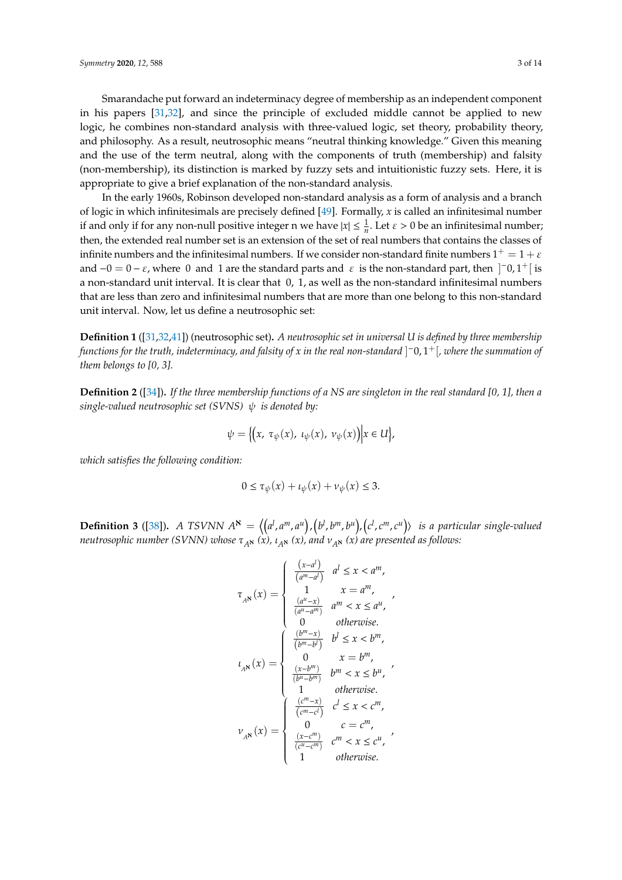Smarandache put forward an indeterminacy degree of membership as an independent component in his papers [31,32], and since the principle of excluded middle cannot be applied to new logic, he combines non-standard analysis with three-valued logic, set theory, probability theory, and philosophy. As a result, neutrosophic means "neutral thinking knowledge." Given this meaning and the use of the term neutral, along with the components of truth (membership) and falsity (non-membership), its distinction is marked by fuzzy sets and intuitionistic fuzzy sets. Here, it is appropriate to give a brief explanation of the non-standard analysis.

In the early 1960s, Robinson developed non-standard analysis as a form of analysis and a branch of logic in which infinitesimals are precisely defined [49]. Formally, $x$ is called an infinitesimal number if and only if for any non-null positive integer n we have $|x| \leq \frac{1}{n}$. Let $\varepsilon > 0$ be an infinitesimal number; then, the extended real number set is an extension of the set of real numbers that contains the classes of infinite numbers and the infinitesimal numbers. If we consider non-standard finite numbers $1^{+} = 1 + \varepsilon$ and $-0 = 0 - \varepsilon$, where $0$ and $1$ are the standard parts and $\varepsilon$ is the non-standard part, then $]^{-}0, 1^{+}[$ is a non-standard unit interval. It is clear that $0$, $1$, as well as the non-standard infinitesimal numbers that are less than zero and infinitesimal numbers that are more than one belong to this non-standard unit interval. Now, let us define a neutrosophic set:

**Definition 1** ([31,32,41]) **(neutrosophic set).** *A neutrosophic set in universal U is defined by three membership functions for the truth, indeterminacy, and falsity of x in the real non-standard* $]^{-}0, 1^{+}[$*, where the summation of them belongs to [0, 3].*

**Definition 2** ([34])**.** *If the three membership functions of a NS are singleton in the real standard [0, 1], then a single-valued neutrosophic set (SVNS)* $\psi$ *is denoted by:*

$$\psi = \left\{ \left( x,\ \tau_{\psi}(x),\ \iota_{\psi}(x),\ \nu_{\psi}(x) \right) \middle| x \in U \right\},$$

*which satisfies the following condition:*

$$0 \leq \tau_{\psi}(x) + \iota_{\psi}(x) + \nu_{\psi}(x) \leq 3.$$

**Definition 3** ([38])**.** *A TSVNN* $A^{\aleph} = \left\langle \left(a^{l}, a^{m}, a^{u}\right), \left(b^{l}, b^{m}, b^{u}\right), \left(c^{l}, c^{m}, c^{u}\right) \right\rangle$ *is a particular single-valued neutrosophic number (SVNN) whose* $\tau_{A^{\aleph}}(x)$*,* $\iota_{A^{\aleph}}(x)$*, and* $\nu_{A^{\aleph}}(x)$ *are presented as follows:*

$$\tau_{A^{\aleph}}(x) = \begin{cases} \frac{(x - a^{l})}{(a^{m} - a^{l})} & a^{l} \leq x < a^{m}, \\ 1 & x = a^{m}, \\ \frac{(a^{u} - x)}{(a^{u} - a^{m})} & a^{m} < x \leq a^{u}, \\ 0 & otherwise. \end{cases},$$

$$\iota_{A^{\aleph}}(x) = \begin{cases} \frac{(b^{m} - x)}{(b^{m} - b^{l})} & b^{l} \leq x < b^{m}, \\ 0 & x = b^{m}, \\ \frac{(x - b^{m})}{(b^{u} - b^{m})} & b^{m} < x \leq b^{u}, \\ 1 & otherwise. \end{cases},$$

$$\nu_{A^{\aleph}}(x) = \begin{cases} \frac{(c^{m} - x)}{(c^{m} - c^{l})} & c^{l} \leq x < c^{m}, \\ 0 & c = c^{m}, \\ \frac{(x - c^{m})}{(c^{u} - c^{m})} & c^{m} < x \leq c^{u}, \\ 1 & otherwise. \end{cases},$$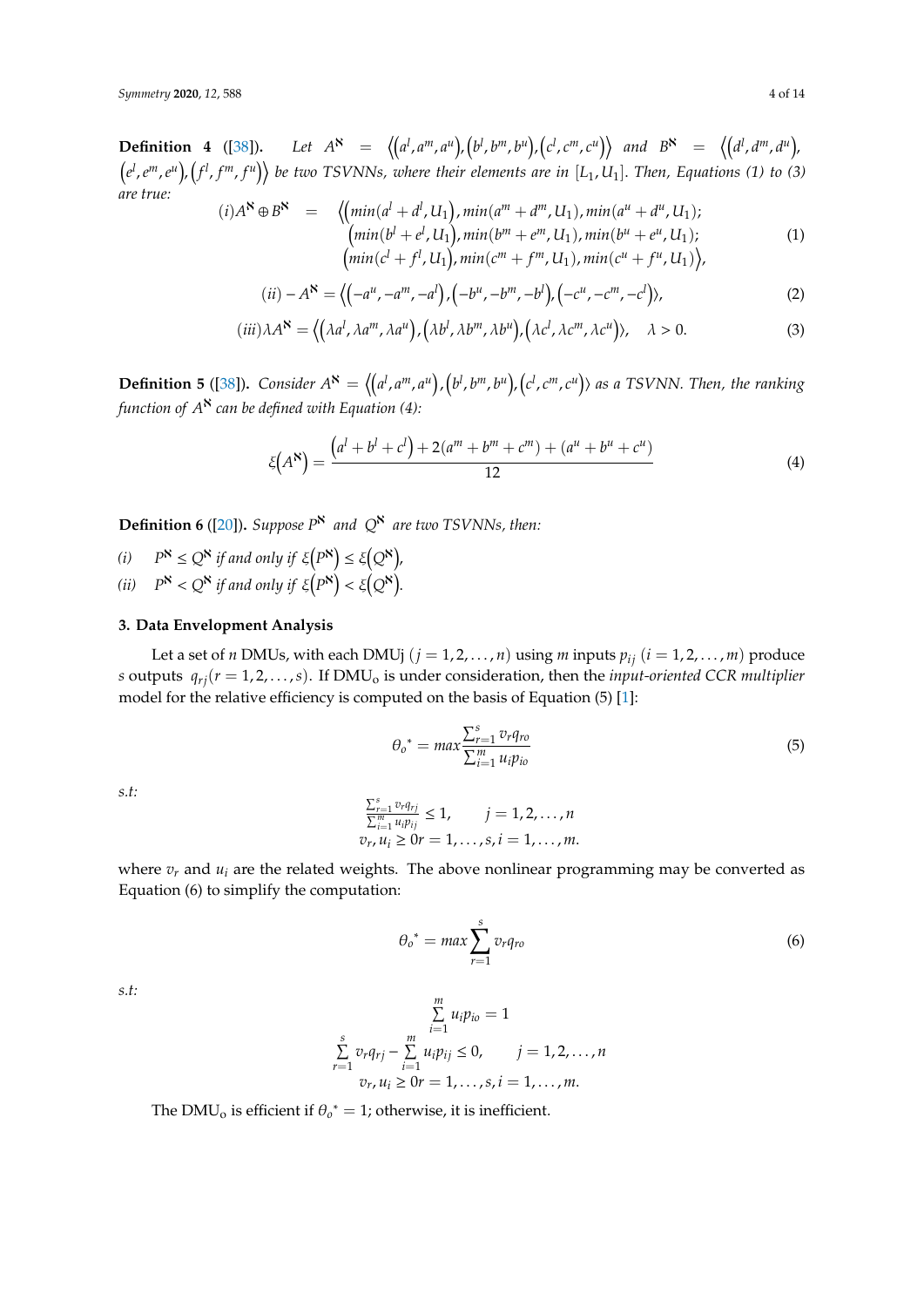**Definition 4** ([38]). *Let $A^{\aleph} = \left\langle \left(a^l, a^m, a^u\right), \left(b^l, b^m, b^u\right), \left(c^l, c^m, c^u\right) \right\rangle$ and $B^{\aleph} = \left\langle \left(d^l, d^m, d^u\right), \left(e^l, e^m, e^u\right), \left(f^l, f^m, f^u\right) \right\rangle$ be two TSVNNs, where their elements are in $[L_1, U_1]$. Then, Equations (1) to (3) are true:*

$$
\begin{aligned}
(i) A^{\aleph} \oplus B^{\aleph} = \Big\langle & \left(min(a^l + d^l, U_1), min(a^m + d^m, U_1), min(a^u + d^u, U_1);\right. \\
& \left(min(b^l + e^l, U_1), min(b^m + e^m, U_1), min(b^u + e^u, U_1);\right. \\
& \left(min(c^l + f^l, U_1), min(c^m + f^m, U_1), min(c^u + f^u, U_1)\right\rangle,
\end{aligned}
\tag{1}
$$

$$
(ii) - A^{\aleph} = \left\langle \left(-a^u, -a^m, -a^l\right), \left(-b^u, -b^m, -b^l\right), \left(-c^u, -c^m, -c^l\right) \right\rangle, \tag{2}
$$

$$
(iii) \lambda A^{\aleph} = \left\langle \left(\lambda a^l, \lambda a^m, \lambda a^u\right), \left(\lambda b^l, \lambda b^m, \lambda b^u\right), \left(\lambda c^l, \lambda c^m, \lambda c^u\right) \right\rangle, \quad \lambda > 0. \tag{3}
$$

**Definition 5** ([38]). *Consider $A^{\aleph} = \left\langle \left(a^l, a^m, a^u\right), \left(b^l, b^m, b^u\right), \left(c^l, c^m, c^u\right) \right\rangle$ as a TSVNN. Then, the ranking function of $A^{\aleph}$ can be defined with Equation (4):*

$$
\xi\left(A^{\aleph}\right) = \frac{\left(a^l + b^l + c^l\right) + 2(a^m + b^m + c^m) + (a^u + b^u + c^u)}{12} \tag{4}
$$

**Definition 6** ([20]). *Suppose $P^{\aleph}$ and $Q^{\aleph}$ are two TSVNNs, then:*

*(i)* $\quad P^{\aleph} \le Q^{\aleph}$ *if and only if* $\xi\left(P^{\aleph}\right) \le \xi\left(Q^{\aleph}\right)$,

*(ii)* $\quad P^{\aleph} < Q^{\aleph}$ *if and only if* $\xi\left(P^{\aleph}\right) < \xi\left(Q^{\aleph}\right)$.

## 3. Data Envelopment Analysis

Let a set of $n$ DMUs, with each DMUj $(j = 1, 2, \ldots, n)$ using $m$ inputs $p_{ij}$ $(i = 1, 2, \ldots, m)$ produce $s$ outputs $q_{rj} (r = 1, 2, \ldots, s)$. If $\text{DMU}_o$ is under consideration, then the *input-oriented CCR multiplier* model for the relative efficiency is computed on the basis of Equation (5) [1]:

$$
\theta_o{}^* = max \frac{\sum_{r=1}^{s} v_r q_{ro}}{\sum_{i=1}^{m} u_i p_{io}} \tag{5}
$$

*s.t:*

$$
\begin{aligned}
& \frac{\sum_{r=1}^{s} v_r q_{rj}}{\sum_{i=1}^{m} u_i p_{ij}} \le 1, \qquad j = 1, 2, \ldots, n \\
& v_r, u_i \ge 0 r = 1, \ldots, s, i = 1, \ldots, m.
\end{aligned}
$$

where $v_r$ and $u_i$ are the related weights. The above nonlinear programming may be converted as Equation (6) to simplify the computation:

$$
\theta_o{}^* = max \sum_{r=1}^{s} v_r q_{ro} \tag{6}
$$

*s.t:*

$$
\begin{aligned}
& \sum_{i=1}^{m} u_i p_{io} = 1 \\
& \sum_{r=1}^{s} v_r q_{rj} - \sum_{i=1}^{m} u_i p_{ij} \le 0, \qquad j = 1, 2, \ldots, n \\
& v_r, u_i \ge 0 r = 1, \ldots, s, i = 1, \ldots, m.
\end{aligned}
$$

The $\text{DMU}_o$ is efficient if $\theta_o{}^* = 1$; otherwise, it is inefficient.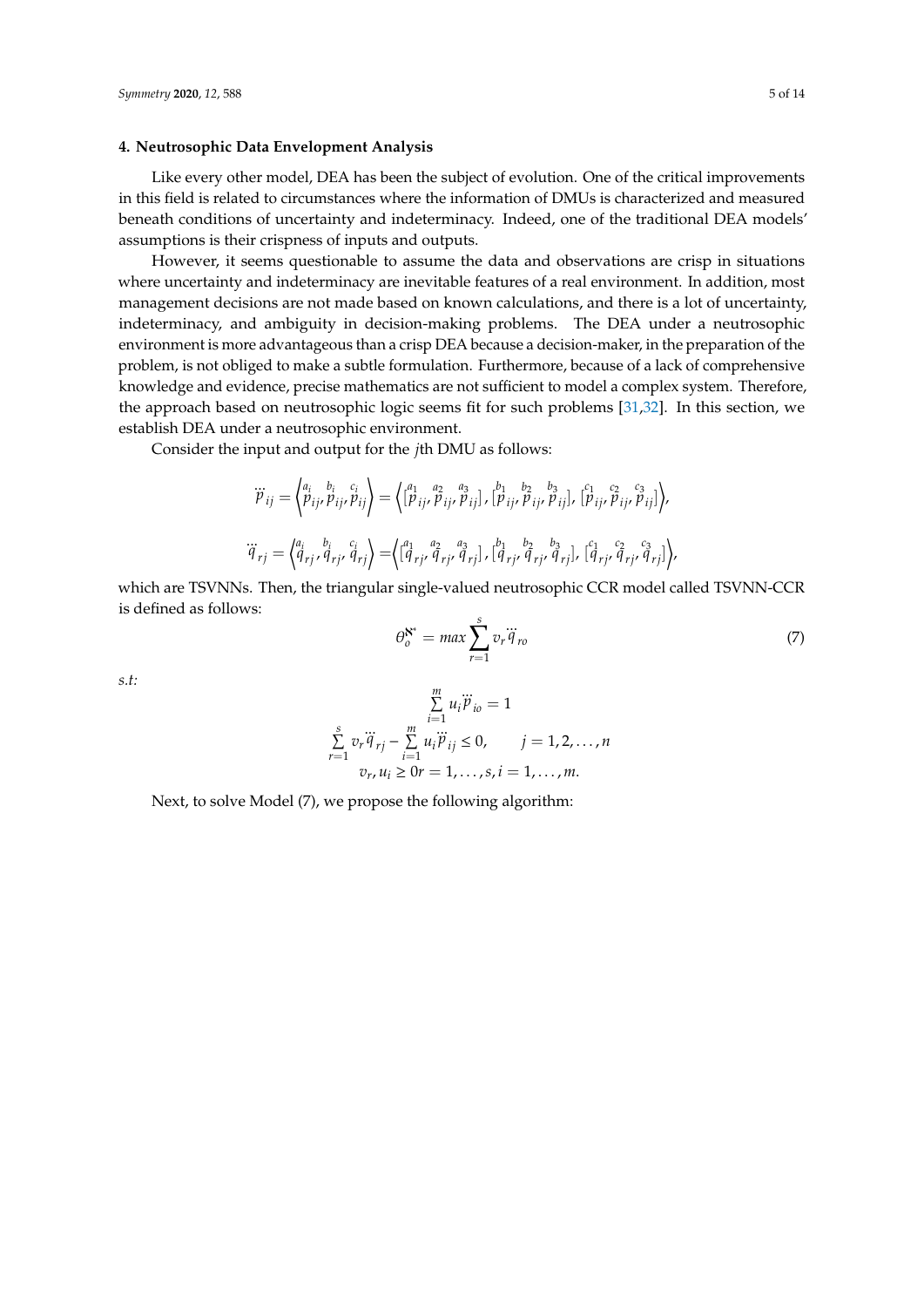## 4. Neutrosophic Data Envelopment Analysis

Like every other model, DEA has been the subject of evolution. One of the critical improvements in this field is related to circumstances where the information of DMUs is characterized and measured beneath conditions of uncertainty and indeterminacy. Indeed, one of the traditional DEA models' assumptions is their crispness of inputs and outputs.

However, it seems questionable to assume the data and observations are crisp in situations where uncertainty and indeterminacy are inevitable features of a real environment. In addition, most management decisions are not made based on known calculations, and there is a lot of uncertainty, indeterminacy, and ambiguity in decision-making problems. The DEA under a neutrosophic environment is more advantageous than a crisp DEA because a decision-maker, in the preparation of the problem, is not obliged to make a subtle formulation. Furthermore, because of a lack of comprehensive knowledge and evidence, precise mathematics are not sufficient to model a complex system. Therefore, the approach based on neutrosophic logic seems fit for such problems [31,32]. In this section, we establish DEA under a neutrosophic environment.

Consider the input and output for the $j$th DMU as follows:

$$\ddot{p}_{ij} = \left\langle \overset{a_i}{p}_{ij}, \overset{b_i}{p}_{ij}, \overset{c_i}{p}_{ij} \right\rangle = \left\langle [\overset{a_1}{p}_{ij}, \overset{a_2}{p}_{ij}, \overset{a_3}{p}_{ij}], [\overset{b_1}{p}_{ij}, \overset{b_2}{p}_{ij}, \overset{b_3}{p}_{ij}], [\overset{c_1}{p}_{ij}, \overset{c_2}{p}_{ij}, \overset{c_3}{p}_{ij}] \right\rangle,$$

$$\ddot{q}_{rj} = \left\langle \overset{a_i}{q}_{rj}, \overset{b_i}{q}_{rj}, \overset{c_i}{q}_{rj} \right\rangle = \left\langle [\overset{a_1}{q}_{rj}, \overset{a_2}{q}_{rj}, \overset{a_3}{q}_{rj}], [\overset{b_1}{q}_{rj}, \overset{b_2}{q}_{rj}, \overset{b_3}{q}_{rj}], [\overset{c_1}{q}_{rj}, \overset{c_2}{q}_{rj}, \overset{c_3}{q}_{rj}] \right\rangle,$$

which are TSVNNs. Then, the triangular single-valued neutrosophic CCR model called TSVNN-CCR is defined as follows:

$$\theta_o^{\aleph^*} = max \sum_{r=1}^{s} v_r \ddot{q}_{ro} \tag{7}$$

*s.t:*

$$\sum_{i=1}^{m} u_i \ddot{p}_{io} = 1$$

$$\sum_{r=1}^{s} v_r \ddot{q}_{rj} - \sum_{i=1}^{m} u_i \ddot{p}_{ij} \leq 0, \qquad j = 1, 2, \ldots, n$$

$$v_r, u_i \geq 0 r = 1, \ldots, s, i = 1, \ldots, m.$$

Next, to solve Model (7), we propose the following algorithm: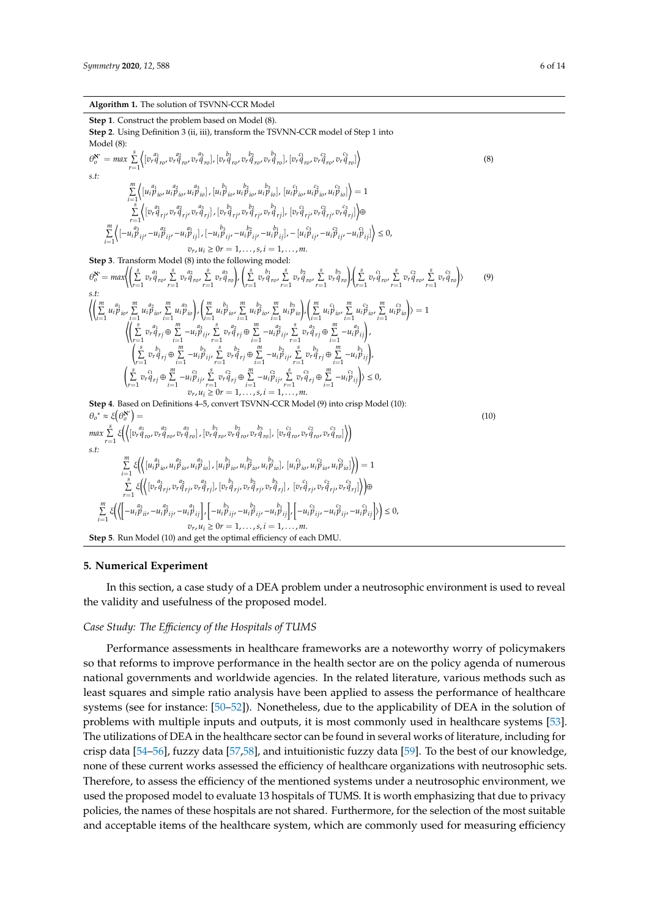**Algorithm 1.** The solution of TSVNN-CCR Model

**Step 1**. Construct the problem based on Model (8).

**Step 2**. Using Definition 3 (ii, iii), transform the TSVNN-CCR model of Step 1 into Model (8):

$$\theta_o^{\aleph^*} = max \sum_{r=1}^{s}\left\langle \left[v_r\overset{a_1}{q}_{ro}, v_r\overset{a_2}{q}_{ro}, v_r\overset{a_3}{q}_{ro}\right], \left[v_r\overset{b_1}{q}_{ro}, v_r\overset{b_2}{q}_{ro}, v_r\overset{b_3}{q}_{ro}\right], \left[v_r\overset{c_1}{q}_{ro}, v_r\overset{c_2}{q}_{ro}, v_r\overset{c_3}{q}_{ro}\right]\right\rangle \tag{8}$$

s.t:

$$\sum_{i=1}^{m}\left\langle \left[u_i\overset{a_1}{p}_{io}, u_i\overset{a_2}{p}_{io}, u_i\overset{a_3}{p}_{io}\right], \left[u_i\overset{b_1}{p}_{io}, u_i\overset{b_2}{p}_{io}, u_i\overset{b_3}{p}_{io}\right], \left[u_i\overset{c_1}{p}_{io}, u_i\overset{c_2}{p}_{io}, u_i\overset{c_3}{p}_{io}\right]\right\rangle = 1$$

$$\sum_{r=1}^{s}\left\langle \left[v_r\overset{a_1}{q}_{rj}, v_r\overset{a_2}{q}_{rj}, v_r\overset{a_3}{q}_{rj}\right], \left[v_r\overset{b_1}{q}_{rj}, v_r\overset{b_2}{q}_{rj}, v_r\overset{b_3}{q}_{rj}\right], \left[v_r\overset{c_1}{q}_{rj}, v_r\overset{c_2}{q}_{rj}, v_r\overset{c_3}{q}_{rj}\right]\right\rangle \oplus$$

$$\sum_{i=1}^{m}\left\langle \left[-u_i\overset{a_3}{p}_{ij}, -u_i\overset{a_2}{p}_{ij}, -u_i\overset{a_1}{p}_{ij}\right], \left[-u_i\overset{b_3}{p}_{ij}, -u_i\overset{b_2}{p}_{ij}, -u_i\overset{b_1}{p}_{ij}\right], -\left[u_i\overset{c_3}{p}_{ij}, -u_i\overset{c_2}{p}_{ij}, -u_i\overset{c_1}{p}_{ij}\right]\right\rangle \leq 0,$$

$$v_r, u_i \geq 0 r = 1, \ldots, s, i = 1, \ldots, m.$$

**Step 3**. Transform Model (8) into the following model:

$$\theta_o^{\aleph^*} = max\left\langle\left(\sum_{r=1}^{s} v_r\overset{a_1}{q}_{ro}, \sum_{r=1}^{s} v_r\overset{a_2}{q}_{ro}, \sum_{r=1}^{s} v_r\overset{a_3}{q}_{ro}\right), \left(\sum_{r=1}^{s} v_r\overset{b_1}{q}_{ro}, \sum_{r=1}^{s} v_r\overset{b_2}{q}_{ro}, \sum_{r=1}^{s} v_r\overset{b_3}{q}_{ro}\right), \left(\sum_{r=1}^{s} v_r\overset{c_1}{q}_{ro}, \sum_{r=1}^{s} v_r\overset{c_2}{q}_{ro}, \sum_{r=1}^{s} v_r\overset{c_3}{q}_{ro}\right)\right\rangle \tag{9}$$

s.t:

$$\left\langle\left(\sum_{i=1}^{m} u_i\overset{a_1}{p}_{io}, \sum_{i=1}^{m} u_i\overset{a_2}{p}_{io}, \sum_{i=1}^{m} u_i\overset{a_3}{p}_{io}\right), \left(\sum_{i=1}^{m} u_i\overset{b_1}{p}_{io}, \sum_{i=1}^{m} u_i\overset{b_2}{p}_{io}, \sum_{i=1}^{m} u_i\overset{b_3}{p}_{io}\right), \left(\sum_{i=1}^{m} u_i\overset{c_1}{p}_{io}, \sum_{i=1}^{m} u_i\overset{c_2}{p}_{io}, \sum_{i=1}^{m} u_i\overset{c_3}{p}_{io}\right)\right\rangle = 1$$

$$\left\langle\left(\sum_{r=1}^{s} v_r\overset{a_1}{q}_{rj} \oplus \sum_{i=1}^{m} -u_i\overset{a_3}{p}_{ij}, \sum_{r=1}^{s} v_r\overset{a_2}{q}_{rj} \oplus \sum_{i=1}^{m} -u_i\overset{a_2}{p}_{ij}, \sum_{r=1}^{s} v_r\overset{a_3}{q}_{rj} \oplus \sum_{i=1}^{m} -u_i\overset{a_1}{p}_{ij}\right),\right.$$

$$\left(\sum_{r=1}^{s} v_r\overset{b_1}{q}_{rj} \oplus \sum_{i=1}^{m} -u_i\overset{b_3}{p}_{ij}, \sum_{r=1}^{s} v_r\overset{b_2}{q}_{rj} \oplus \sum_{i=1}^{m} -u_i\overset{b_2}{p}_{ij}, \sum_{r=1}^{s} v_r\overset{b_3}{q}_{rj} \oplus \sum_{i=1}^{m} -u_i\overset{b_1}{p}_{ij}\right),$$

$$\left.\left(\sum_{r=1}^{s} v_r\overset{c_1}{q}_{rj} \oplus \sum_{i=1}^{m} -u_i\overset{c_3}{p}_{ij}, \sum_{r=1}^{s} v_r\overset{c_2}{q}_{rj} \oplus \sum_{i=1}^{m} -u_i\overset{c_2}{p}_{ij}, \sum_{r=1}^{s} v_r\overset{c_3}{q}_{rj} \oplus \sum_{i=1}^{m} -u_i\overset{c_1}{p}_{ij}\right)\right\rangle \leq 0,$$

$$v_r, u_i \geq 0 r = 1, \ldots, s, i = 1, \ldots, m.$$

**Step 4**. Based on Definitions 4–5, convert TSVNN-CCR Model (9) into crisp Model (10):

$$\theta_o^* \approx \xi\left(\theta_o^{\aleph^*}\right) = \tag{10}$$

$$max \sum_{r=1}^{s} \xi\left(\left\langle \left[v_r\overset{a_1}{q}_{ro}, v_r\overset{a_2}{q}_{ro}, v_r\overset{a_3}{q}_{ro}\right], \left[v_r\overset{b_1}{q}_{ro}, v_r\overset{b_2}{q}_{ro}, v_r\overset{b_3}{q}_{ro}\right], \left[v_r\overset{c_1}{q}_{ro}, v_r\overset{c_2}{q}_{ro}, v_r\overset{c_3}{q}_{ro}\right]\right\rangle\right)$$

s.t:

$$\sum_{i=1}^{m} \xi\left(\left\langle \left[u_i\overset{a_1}{p}_{io}, u_i\overset{a_2}{p}_{io}, u_i\overset{a_3}{p}_{io}\right], \left[u_i\overset{b_1}{p}_{io}, u_i\overset{b_2}{p}_{io}, u_i\overset{b_3}{p}_{io}\right], \left[u_i\overset{c_1}{p}_{io}, u_i\overset{c_2}{p}_{io}, u_i\overset{c_3}{p}_{io}\right]\right\rangle\right) = 1$$

$$\sum_{r=1}^{s} \xi\left(\left\langle \left[v_r\overset{a_1}{q}_{rj}, v_r\overset{a_2}{q}_{rj}, v_r\overset{a_3}{q}_{rj}\right], \left[v_r\overset{b_1}{q}_{rj}, v_r\overset{b_2}{q}_{rj}, v_r\overset{b_3}{q}_{rj}\right], \left[v_r\overset{c_1}{q}_{rj}, v_r\overset{c_2}{q}_{rj}, v_r\overset{c_3}{q}_{rj}\right]\right\rangle\right) \oplus$$

$$\sum_{i=1}^{m} \xi\left(\left\langle \left[-u_i\overset{a_3}{p}_{ii}, -u_i\overset{a_2}{p}_{ij}, -u_i\overset{a_1}{p}_{ij}\right], \left[-u_i\overset{b_3}{p}_{ij}, -u_i\overset{b_2}{p}_{ij}, -u_i\overset{b_1}{p}_{ij}\right], \left[-u_i\overset{c_3}{p}_{ij}, -u_i\overset{c_2}{p}_{ij}, u_i\overset{c_1}{p}_{ij}\right]\right\rangle\right) \leq 0,$$

$$v_r, u_i \geq 0 r = 1, \ldots, s, i = 1, \ldots, m.$$

**Step 5**. Run Model (10) and get the optimal efficiency of each DMU.

## 5. Numerical Experiment

In this section, a case study of a DEA problem under a neutrosophic environment is used to reveal the validity and usefulness of the proposed model.

### *Case Study: The Efficiency of the Hospitals of TUMS*

Performance assessments in healthcare frameworks are a noteworthy worry of policymakers so that reforms to improve performance in the health sector are on the policy agenda of numerous national governments and worldwide agencies. In the related literature, various methods such as least squares and simple ratio analysis have been applied to assess the performance of healthcare systems (see for instance: [50–52]). Nonetheless, due to the applicability of DEA in the solution of problems with multiple inputs and outputs, it is most commonly used in healthcare systems [53]. The utilizations of DEA in the healthcare sector can be found in several works of literature, including for crisp data [54–56], fuzzy data [57,58], and intuitionistic fuzzy data [59]. To the best of our knowledge, none of these current works assessed the efficiency of healthcare organizations with neutrosophic sets. Therefore, to assess the efficiency of the mentioned systems under a neutrosophic environment, we used the proposed model to evaluate 13 hospitals of TUMS. It is worth emphasizing that due to privacy policies, the names of these hospitals are not shared. Furthermore, for the selection of the most suitable and acceptable items of the healthcare system, which are commonly used for measuring efficiency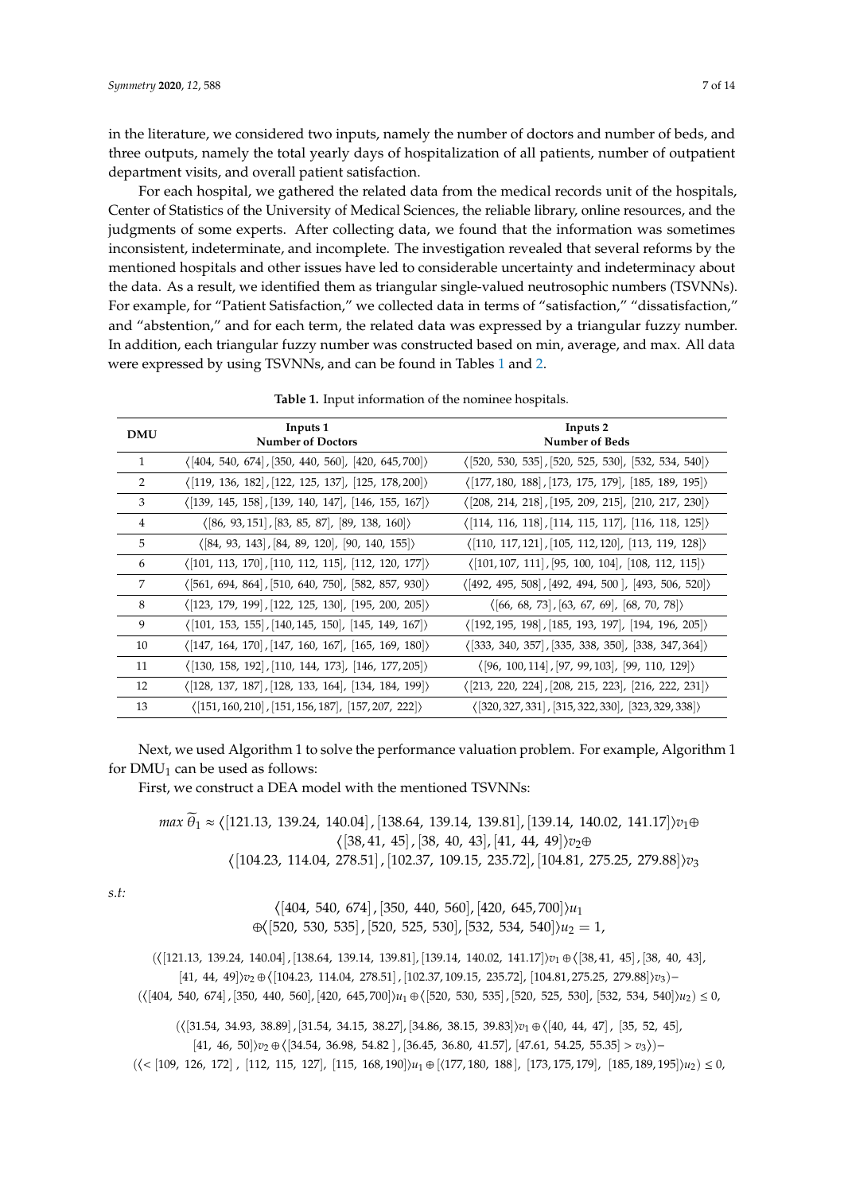in the literature, we considered two inputs, namely the number of doctors and number of beds, and three outputs, namely the total yearly days of hospitalization of all patients, number of outpatient department visits, and overall patient satisfaction.

For each hospital, we gathered the related data from the medical records unit of the hospitals, Center of Statistics of the University of Medical Sciences, the reliable library, online resources, and the judgments of some experts. After collecting data, we found that the information was sometimes inconsistent, indeterminate, and incomplete. The investigation revealed that several reforms by the mentioned hospitals and other issues have led to considerable uncertainty and indeterminacy about the data. As a result, we identified them as triangular single-valued neutrosophic numbers (TSVNNs). For example, for "Patient Satisfaction," we collected data in terms of "satisfaction," "dissatisfaction," and "abstention," and for each term, the related data was expressed by a triangular fuzzy number. In addition, each triangular fuzzy number was constructed based on min, average, and max. All data were expressed by using TSVNNs, and can be found in Tables 1 and 2.

**Table 1.** Input information of the nominee hospitals.

| DMU | Inputs 1 Number of Doctors | Inputs 2 Number of Beds |
|---|---|---|
| 1 | $\langle[404, 540, 674], [350, 440, 560], [420, 645, 700]\rangle$ | $\langle[520, 530, 535], [520, 525, 530], [532, 534, 540]\rangle$ |
| 2 | $\langle[119, 136, 182], [122, 125, 137], [125, 178, 200]\rangle$ | $\langle[177, 180, 188], [173, 175, 179], [185, 189, 195]\rangle$ |
| 3 | $\langle[139, 145, 158], [139, 140, 147], [146, 155, 167]\rangle$ | $\langle[208, 214, 218], [195, 209, 215], [210, 217, 230]\rangle$ |
| 4 | $\langle[86, 93, 151], [83, 85, 87], [89, 138, 160]\rangle$ | $\langle[114, 116, 118], [114, 115, 117], [116, 118, 125]\rangle$ |
| 5 | $\langle[84, 93, 143], [84, 89, 120], [90, 140, 155]\rangle$ | $\langle[110, 117, 121], [105, 112, 120], [113, 119, 128]\rangle$ |
| 6 | $\langle[101, 113, 170], [110, 112, 115], [112, 120, 177]\rangle$ | $\langle[101, 107, 111], [95, 100, 104], [108, 112, 115]\rangle$ |
| 7 | $\langle[561, 694, 864], [510, 640, 750], [582, 857, 930]\rangle$ | $\langle[492, 495, 508], [492, 494, 500], [493, 506, 520]\rangle$ |
| 8 | $\langle[123, 179, 199], [122, 125, 130], [195, 200, 205]\rangle$ | $\langle[66, 68, 73], [63, 67, 69], [68, 70, 78]\rangle$ |
| 9 | $\langle[101, 153, 155], [140, 145, 150], [145, 149, 167]\rangle$ | $\langle[192, 195, 198], [185, 193, 197], [194, 196, 205]\rangle$ |
| 10 | $\langle[147, 164, 170], [147, 160, 167], [165, 169, 180]\rangle$ | $\langle[333, 340, 357], [335, 338, 350], [338, 347, 364]\rangle$ |
| 11 | $\langle[130, 158, 192], [110, 144, 173], [146, 177, 205]\rangle$ | $\langle[96, 100, 114], [97, 99, 103], [99, 110, 129]\rangle$ |
| 12 | $\langle[128, 137, 187], [128, 133, 164], [134, 184, 199]\rangle$ | $\langle[213, 220, 224], [208, 215, 223], [216, 222, 231]\rangle$ |
| 13 | $\langle[151, 160, 210], [151, 156, 187], [157, 207, 222]\rangle$ | $\langle[320, 327, 331], [315, 322, 330], [323, 329, 338]\rangle$ |

Next, we used Algorithm 1 to solve the performance valuation problem. For example, Algorithm 1 for $DMU_1$ can be used as follows:

First, we construct a DEA model with the mentioned TSVNNs:

$$max\ \widetilde{\theta}_1 \approx \langle[121.13,\ 139.24,\ 140.04], [138.64,\ 139.14,\ 139.81], [139.14,\ 140.02,\ 141.17]\rangle v_1 \oplus \langle[38, 41,\ 45], [38,\ 40,\ 43], [41,\ 44,\ 49]\rangle v_2 \oplus \langle[104.23,\ 114.04,\ 278.51], [102.37,\ 109.15,\ 235.72], [104.81,\ 275.25,\ 279.88]\rangle v_3$$

*s.t:*

$$\langle[404,\ 540,\ 674], [350,\ 440,\ 560], [420,\ 645, 700]\rangle u_1 \oplus \langle[520,\ 530,\ 535], [520,\ 525,\ 530], [532,\ 534,\ 540]\rangle u_2 = 1,$$

$$(\langle[121.13,\ 139.24,\ 140.04], [138.64,\ 139.14,\ 139.81], [139.14,\ 140.02,\ 141.17]\rangle v_1 \oplus \langle[38, 41,\ 45], [38,\ 40,\ 43], [41,\ 44,\ 49]\rangle v_2 \oplus \langle[104.23,\ 114.04,\ 278.51], [102.37, 109.15,\ 235.72], [104.81, 275.25,\ 279.88]\rangle v_3) - (\langle[404,\ 540,\ 674], [350,\ 440,\ 560], [420,\ 645, 700]\rangle u_1 \oplus \langle[520,\ 530,\ 535], [520,\ 525,\ 530], [532,\ 534,\ 540]\rangle u_2) \leq 0,$$

$$(\langle[31.54,\ 34.93,\ 38.89], [31.54,\ 34.15,\ 38.27], [34.86,\ 38.15,\ 39.83]\rangle v_1 \oplus \langle[40,\ 44,\ 47], [35,\ 52,\ 45], [41,\ 46,\ 50]\rangle v_2 \oplus \langle[34.54,\ 36.98,\ 54.82], [36.45,\ 36.80,\ 41.57], [47.61,\ 54.25,\ 55.35] > v_3\rangle) - (\langle< [109,\ 126,\ 172], [112,\ 115,\ 127], [115,\ 168, 190]\rangle u_1 \oplus [\langle 177, 180,\ 188], [173, 175, 179], [185, 189, 195]\rangle u_2) \leq 0,$$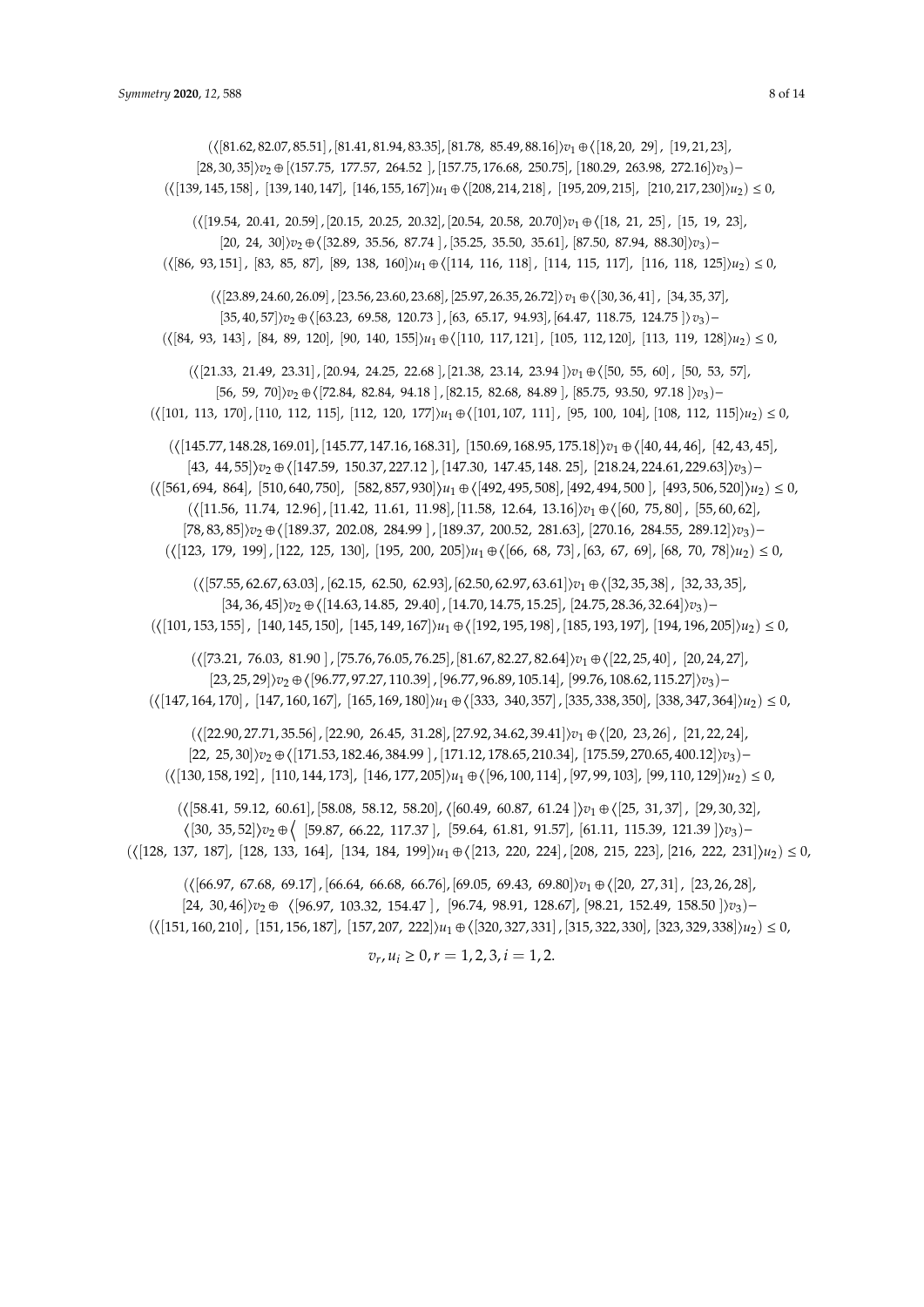$$(\langle[81.62, 82.07, 85.51], [81.41, 81.94, 83.35], [81.78, 85.49, 88.16]\rangle v_1 \oplus \langle[18, 20, 29], [19, 21, 23], [28, 30, 35]\rangle v_2 \oplus [\langle 157.75, 177.57, 264.52], [157.75, 176.68, 250.75], [180.29, 263.98, 272.16]\rangle v_3) - (\langle[139, 145, 158], [139, 140, 147], [146, 155, 167]\rangle u_1 \oplus \langle[208, 214, 218], [195, 209, 215], [210, 217, 230]\rangle u_2) \leq 0,$$

$$(\langle[19.54, 20.41, 20.59], [20.15, 20.25, 20.32], [20.54, 20.58, 20.70]\rangle v_1 \oplus \langle[18, 21, 25], [15, 19, 23], [20, 24, 30]\rangle v_2 \oplus \langle[32.89, 35.56, 87.74], [35.25, 35.50, 35.61], [87.50, 87.94, 88.30]\rangle v_3) - (\langle[86, 93, 151], [83, 85, 87], [89, 138, 160]\rangle u_1 \oplus \langle[114, 116, 118], [114, 115, 117], [116, 118, 125]\rangle u_2) \leq 0,$$

$$(\langle[23.89, 24.60, 26.09], [23.56, 23.60, 23.68], [25.97, 26.35, 26.72]\rangle v_1 \oplus \langle[30, 36, 41], [34, 35, 37], [35, 40, 57]\rangle v_2 \oplus \langle[63.23, 69.58, 120.73], [63, 65.17, 94.93], [64.47, 118.75, 124.75]\rangle v_3) - (\langle[84, 93, 143], [84, 89, 120], [90, 140, 155]\rangle u_1 \oplus \langle[110, 117, 121], [105, 112, 120], [113, 119, 128]\rangle u_2) \leq 0,$$

$$(\langle[21.33, 21.49, 23.31], [20.94, 24.25, 22.68], [21.38, 23.14, 23.94]\rangle v_1 \oplus \langle[50, 55, 60], [50, 53, 57], [56, 59, 70]\rangle v_2 \oplus \langle[72.84, 82.84, 94.18], [82.15, 82.68, 84.89], [85.75, 93.50, 97.18]\rangle v_3) - (\langle[101, 113, 170], [110, 112, 115], [112, 120, 177]\rangle u_1 \oplus \langle[101, 107, 111], [95, 100, 104], [108, 112, 115]\rangle u_2) \leq 0,$$

$$(\langle[145.77, 148.28, 169.01], [145.77, 147.16, 168.31], [150.69, 168.95, 175.18]\rangle v_1 \oplus \langle[40, 44, 46], [42, 43, 45], [43, 44, 55]\rangle v_2 \oplus \langle[147.59, 150.37, 227.12], [147.30, 147.45, 148.25], [218.24, 224.61, 229.63]\rangle v_3) - (\langle[561, 694, 864], [510, 640, 750], [582, 857, 930]\rangle u_1 \oplus \langle[492, 495, 508], [492, 494, 500], [493, 506, 520]\rangle u_2) \leq 0,$$

$$(\langle[11.56, 11.74, 12.96], [11.42, 11.61, 11.98], [11.58, 12.64, 13.16]\rangle v_1 \oplus \langle[60, 75, 80], [55, 60, 62], [78, 83, 85]\rangle v_2 \oplus \langle[189.37, 202.08, 284.99], [189.37, 200.52, 281.63], [270.16, 284.55, 289.12]\rangle v_3) - (\langle[123, 179, 199], [122, 125, 130], [195, 200, 205]\rangle u_1 \oplus \langle[66, 68, 73], [63, 67, 69], [68, 70, 78]\rangle u_2) \leq 0,$$

$$(\langle[57.55, 62.67, 63.03], [62.15, 62.50, 62.93], [62.50, 62.97, 63.61]\rangle v_1 \oplus \langle[32, 35, 38], [32, 33, 35], [34, 36, 45]\rangle v_2 \oplus \langle[14.63, 14.85, 29.40], [14.70, 14.75, 15.25], [24.75, 28.36, 32.64]\rangle v_3) - (\langle[101, 153, 155], [140, 145, 150], [145, 149, 167]\rangle u_1 \oplus \langle[192, 195, 198], [185, 193, 197], [194, 196, 205]\rangle u_2) \leq 0,$$

$$(\langle[73.21, 76.03, 81.90], [75.76, 76.05, 76.25], [81.67, 82.27, 82.64]\rangle v_1 \oplus \langle[22, 25, 40], [20, 24, 27], [23, 25, 29]\rangle v_2 \oplus \langle[96.77, 97.27, 110.39], [96.77, 96.89, 105.14], [99.76, 108.62, 115.27]\rangle v_3) - (\langle[147, 164, 170], [147, 160, 167], [165, 169, 180]\rangle u_1 \oplus \langle[333, 340, 357], [335, 338, 350], [338, 347, 364]\rangle u_2) \leq 0,$$

$$(\langle[22.90, 27.71, 35.56], [22.90, 26.45, 31.28], [27.92, 34.62, 39.41]\rangle v_1 \oplus \langle[20, 23, 26], [21, 22, 24], [22, 25, 30]\rangle v_2 \oplus \langle[171.53, 182.46, 384.99], [171.12, 178.65, 210.34], [175.59, 270.65, 400.12]\rangle v_3) - (\langle[130, 158, 192], [110, 144, 173], [146, 177, 205]\rangle u_1 \oplus \langle[96, 100, 114], [97, 99, 103], [99, 110, 129]\rangle u_2) \leq 0,$$

$$(\langle[58.41, 59.12, 60.61], [58.08, 58.12, 58.20], \langle[60.49, 60.87, 61.24]\rangle v_1 \oplus \langle[25, 31, 37], [29, 30, 32], \langle[30, 35, 52]\rangle v_2 \oplus \Big\langle [59.87, 66.22, 117.37], [59.64, 61.81, 91.57], [61.11, 115.39, 121.39]\rangle v_3) - (\langle[128, 137, 187], [128, 133, 164], [134, 184, 199]\rangle u_1 \oplus \langle[213, 220, 224], [208, 215, 223], [216, 222, 231]\rangle u_2) \leq 0,$$

$$(\langle[66.97, 67.68, 69.17], [66.64, 66.68, 66.76], [69.05, 69.43, 69.80]\rangle v_1 \oplus \langle[20, 27, 31], [23, 26, 28], [24, 30, 46]\rangle v_2 \oplus \langle[96.97, 103.32, 154.47], [96.74, 98.91, 128.67], [98.21, 152.49, 158.50]\rangle v_3) - (\langle[151, 160, 210], [151, 156, 187], [157, 207, 222]\rangle u_1 \oplus \langle[320, 327, 331], [315, 322, 330], [323, 329, 338]\rangle u_2) \leq 0,$$

$$v_r, u_i \geq 0, r = 1, 2, 3, i = 1, 2.$$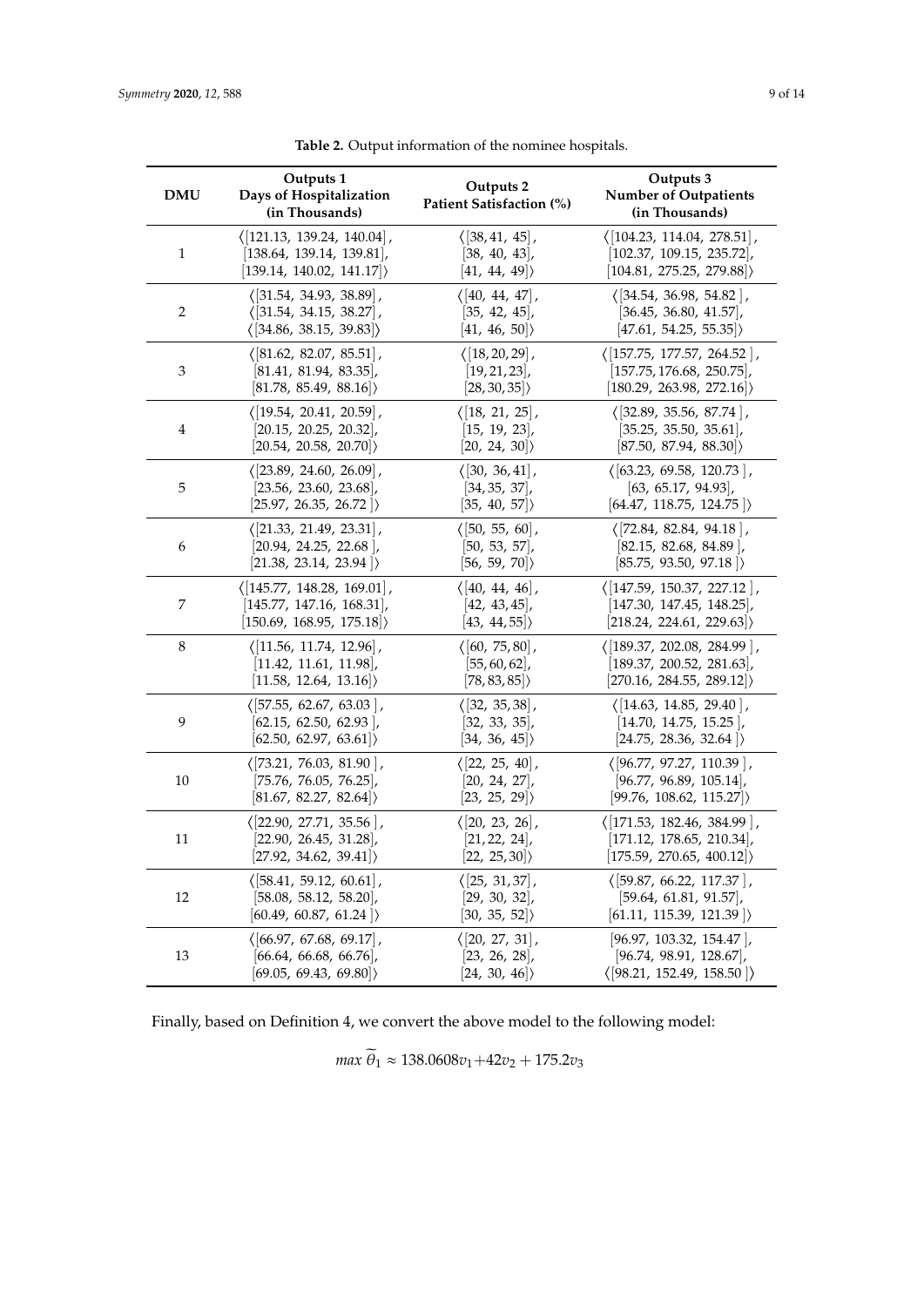**Table 2.** Output information of the nominee hospitals.

| DMU | Outputs 1 Days of Hospitalization (in Thousands) | Outputs 2 Patient Satisfaction (%) | Outputs 3 Number of Outpatients (in Thousands) |
|---|---|---|---|
| 1 | $\langle[121.13, 139.24, 140.04]$, $[138.64, 139.14, 139.81]$, $[139.14, 140.02, 141.17]\rangle$ | $\langle[38, 41, 45]$, $[38, 40, 43]$, $[41, 44, 49]\rangle$ | $\langle[104.23, 114.04, 278.51]$, $[102.37, 109.15, 235.72]$, $[104.81, 275.25, 279.88]\rangle$ |
| 2 | $\langle[31.54, 34.93, 38.89]$, $\langle[31.54, 34.15, 38.27]$, $\langle[34.86, 38.15, 39.83]\rangle$ | $\langle[40, 44, 47]$, $[35, 42, 45]$, $[41, 46, 50]\rangle$ | $\langle[34.54, 36.98, 54.82]$, $[36.45, 36.80, 41.57]$, $[47.61, 54.25, 55.35]\rangle$ |
| 3 | $\langle[81.62, 82.07, 85.51]$, $[81.41, 81.94, 83.35]$, $[81.78, 85.49, 88.16]\rangle$ | $\langle[18, 20, 29]$, $[19, 21, 23]$, $[28, 30, 35]\rangle$ | $\langle[157.75, 177.57, 264.52]$, $[157.75, 176.68, 250.75]$, $[180.29, 263.98, 272.16]\rangle$ |
| 4 | $\langle[19.54, 20.41, 20.59]$, $[20.15, 20.25, 20.32]$, $[20.54, 20.58, 20.70]\rangle$ | $\langle[18, 21, 25]$, $[15, 19, 23]$, $[20, 24, 30]\rangle$ | $\langle[32.89, 35.56, 87.74]$, $[35.25, 35.50, 35.61]$, $[87.50, 87.94, 88.30]\rangle$ |
| 5 | $\langle[23.89, 24.60, 26.09]$, $[23.56, 23.60, 23.68]$, $[25.97, 26.35, 26.72]\rangle$ | $\langle[30, 36, 41]$, $[34, 35, 37]$, $[35, 40, 57]\rangle$ | $\langle[63.23, 69.58, 120.73]$, $[63, 65.17, 94.93]$, $[64.47, 118.75, 124.75]\rangle$ |
| 6 | $\langle[21.33, 21.49, 23.31]$, $[20.94, 24.25, 22.68]$, $[21.38, 23.14, 23.94]\rangle$ | $\langle[50, 55, 60]$, $[50, 53, 57]$, $[56, 59, 70]\rangle$ | $\langle[72.84, 82.84, 94.18]$, $[82.15, 82.68, 84.89]$, $[85.75, 93.50, 97.18]\rangle$ |
| 7 | $\langle[145.77, 148.28, 169.01]$, $[145.77, 147.16, 168.31]$, $[150.69, 168.95, 175.18]\rangle$ | $\langle[40, 44, 46]$, $[42, 43, 45]$, $[43, 44, 55]\rangle$ | $\langle[147.59, 150.37, 227.12]$, $[147.30, 147.45, 148.25]$, $[218.24, 224.61, 229.63]\rangle$ |
| 8 | $\langle[11.56, 11.74, 12.96]$, $[11.42, 11.61, 11.98]$, $[11.58, 12.64, 13.16]\rangle$ | $\langle[60, 75, 80]$, $[55, 60, 62]$, $[78, 83, 85]\rangle$ | $\langle[189.37, 202.08, 284.99]$, $[189.37, 200.52, 281.63]$, $[270.16, 284.55, 289.12]\rangle$ |
| 9 | $\langle[57.55, 62.67, 63.03]$, $[62.15, 62.50, 62.93]$, $[62.50, 62.97, 63.61]\rangle$ | $\langle[32, 35, 38]$, $[32, 33, 35]$, $[34, 36, 45]\rangle$ | $\langle[14.63, 14.85, 29.40]$, $[14.70, 14.75, 15.25]$, $[24.75, 28.36, 32.64]\rangle$ |
| 10 | $\langle[73.21, 76.03, 81.90]$, $[75.76, 76.05, 76.25]$, $[81.67, 82.27, 82.64]\rangle$ | $\langle[22, 25, 40]$, $[20, 24, 27]$, $[23, 25, 29]\rangle$ | $\langle[96.77, 97.27, 110.39]$, $[96.77, 96.89, 105.14]$, $[99.76, 108.62, 115.27]\rangle$ |
| 11 | $\langle[22.90, 27.71, 35.56]$, $[22.90, 26.45, 31.28]$, $[27.92, 34.62, 39.41]\rangle$ | $\langle[20, 23, 26]$, $[21, 22, 24]$, $[22, 25, 30]\rangle$ | $\langle[171.53, 182.46, 384.99]$, $[171.12, 178.65, 210.34]$, $[175.59, 270.65, 400.12]\rangle$ |
| 12 | $\langle[58.41, 59.12, 60.61]$, $[58.08, 58.12, 58.20]$, $[60.49, 60.87, 61.24]\rangle$ | $\langle[25, 31, 37]$, $[29, 30, 32]$, $[30, 35, 52]\rangle$ | $\langle[59.87, 66.22, 117.37]$, $[59.64, 61.81, 91.57]$, $[61.11, 115.39, 121.39]\rangle$ |
| 13 | $\langle[66.97, 67.68, 69.17]$, $[66.64, 66.68, 66.76]$, $[69.05, 69.43, 69.80]\rangle$ | $\langle[20, 27, 31]$, $[23, 26, 28]$, $[24, 30, 46]\rangle$ | $[96.97, 103.32, 154.47]$, $[96.74, 98.91, 128.67]$, $\langle[98.21, 152.49, 158.50]\rangle$ |

Finally, based on Definition 4, we convert the above model to the following model:

$$max\ \widetilde{\theta}_1 \approx 138.0608v_1 + 42v_2 + 175.2v_3$$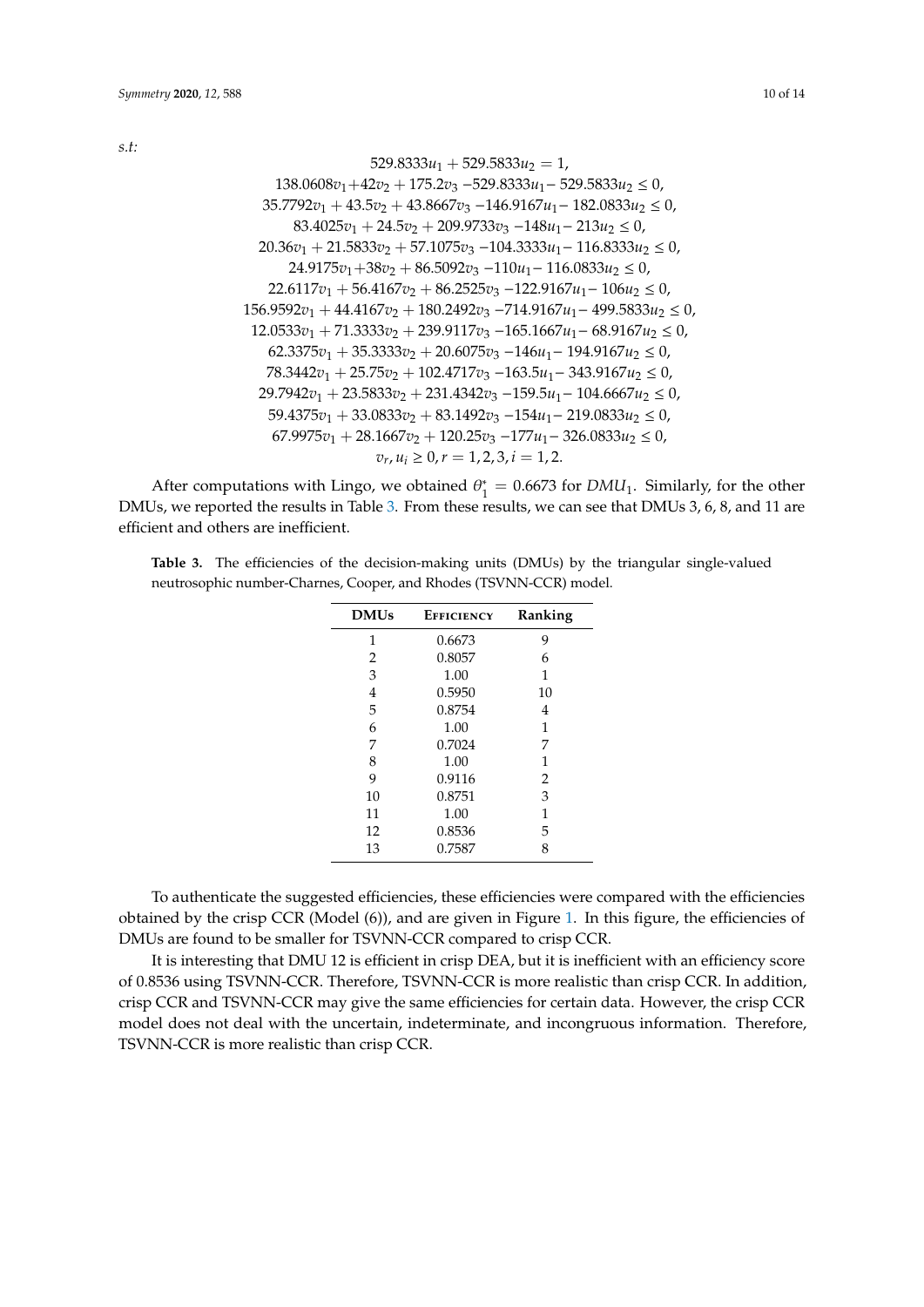*s.t:*

$$
\begin{gathered}
529.8333u_1 + 529.5833u_2 = 1, \\
138.0608v_1 + 42v_2 + 175.2v_3 - 529.8333u_1 - 529.5833u_2 \leq 0, \\
35.7792v_1 + 43.5v_2 + 43.8667v_3 - 146.9167u_1 - 182.0833u_2 \leq 0, \\
83.4025v_1 + 24.5v_2 + 209.9733v_3 - 148u_1 - 213u_2 \leq 0, \\
20.36v_1 + 21.5833v_2 + 57.1075v_3 - 104.3333u_1 - 116.8333u_2 \leq 0, \\
24.9175v_1 + 38v_2 + 86.5092v_3 - 110u_1 - 116.0833u_2 \leq 0, \\
22.6117v_1 + 56.4167v_2 + 86.2525v_3 - 122.9167u_1 - 106u_2 \leq 0, \\
156.9592v_1 + 44.4167v_2 + 180.2492v_3 - 714.9167u_1 - 499.5833u_2 \leq 0, \\
12.0533v_1 + 71.3333v_2 + 239.9117v_3 - 165.1667u_1 - 68.9167u_2 \leq 0, \\
62.3375v_1 + 35.3333v_2 + 20.6075v_3 - 146u_1 - 194.9167u_2 \leq 0, \\
78.3442v_1 + 25.75v_2 + 102.4717v_3 - 163.5u_1 - 343.9167u_2 \leq 0, \\
29.7942v_1 + 23.5833v_2 + 231.4342v_3 - 159.5u_1 - 104.6667u_2 \leq 0, \\
59.4375v_1 + 33.0833v_2 + 83.1492v_3 - 154u_1 - 219.0833u_2 \leq 0, \\
67.9975v_1 + 28.1667v_2 + 120.25v_3 - 177u_1 - 326.0833u_2 \leq 0, \\
v_r, u_i \geq 0, r = 1, 2, 3, i = 1, 2.
\end{gathered}
$$

After computations with Lingo, we obtained $\theta_1^* = 0.6673$ for $DMU_1$. Similarly, for the other DMUs, we reported the results in Table 3. From these results, we can see that DMUs 3, 6, 8, and 11 are efficient and others are inefficient.

**Table 3.** The efficiencies of the decision-making units (DMUs) by the triangular single-valued neutrosophic number-Charnes, Cooper, and Rhodes (TSVNN-CCR) model.

| DMUs | Efficiency | Ranking |
|---|---|---|
| 1 | 0.6673 | 9 |
| 2 | 0.8057 | 6 |
| 3 | 1.00 | 1 |
| 4 | 0.5950 | 10 |
| 5 | 0.8754 | 4 |
| 6 | 1.00 | 1 |
| 7 | 0.7024 | 7 |
| 8 | 1.00 | 1 |
| 9 | 0.9116 | 2 |
| 10 | 0.8751 | 3 |
| 11 | 1.00 | 1 |
| 12 | 0.8536 | 5 |
| 13 | 0.7587 | 8 |

To authenticate the suggested efficiencies, these efficiencies were compared with the efficiencies obtained by the crisp CCR (Model (6)), and are given in Figure 1. In this figure, the efficiencies of DMUs are found to be smaller for TSVNN-CCR compared to crisp CCR.

It is interesting that DMU 12 is efficient in crisp DEA, but it is inefficient with an efficiency score of 0.8536 using TSVNN-CCR. Therefore, TSVNN-CCR is more realistic than crisp CCR. In addition, crisp CCR and TSVNN-CCR may give the same efficiencies for certain data. However, the crisp CCR model does not deal with the uncertain, indeterminate, and incongruous information. Therefore, TSVNN-CCR is more realistic than crisp CCR.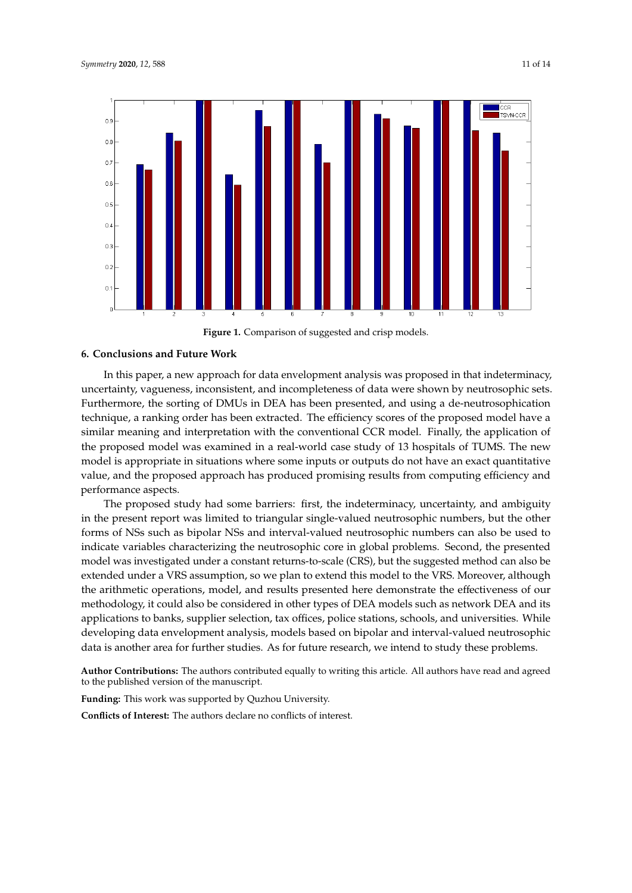**Figure 1.** Comparison of suggested and crisp models.

## 6. Conclusions and Future Work

In this paper, a new approach for data envelopment analysis was proposed in that indeterminacy, uncertainty, vagueness, inconsistent, and incompleteness of data were shown by neutrosophic sets. Furthermore, the sorting of DMUs in DEA has been presented, and using a de-neutrosophication technique, a ranking order has been extracted. The efficiency scores of the proposed model have a similar meaning and interpretation with the conventional CCR model. Finally, the application of the proposed model was examined in a real-world case study of 13 hospitals of TUMS. The new model is appropriate in situations where some inputs or outputs do not have an exact quantitative value, and the proposed approach has produced promising results from computing efficiency and performance aspects.

The proposed study had some barriers: first, the indeterminacy, uncertainty, and ambiguity in the present report was limited to triangular single-valued neutrosophic numbers, but the other forms of NSs such as bipolar NSs and interval-valued neutrosophic numbers can also be used to indicate variables characterizing the neutrosophic core in global problems. Second, the presented model was investigated under a constant returns-to-scale (CRS), but the suggested method can also be extended under a VRS assumption, so we plan to extend this model to the VRS. Moreover, although the arithmetic operations, model, and results presented here demonstrate the effectiveness of our methodology, it could also be considered in other types of DEA models such as network DEA and its applications to banks, supplier selection, tax offices, police stations, schools, and universities. While developing data envelopment analysis, models based on bipolar and interval-valued neutrosophic data is another area for further studies. As for future research, we intend to study these problems.

**Author Contributions:** The authors contributed equally to writing this article. All authors have read and agreed to the published version of the manuscript.

**Funding:** This work was supported by Quzhou University.

**Conflicts of Interest:** The authors declare no conflicts of interest.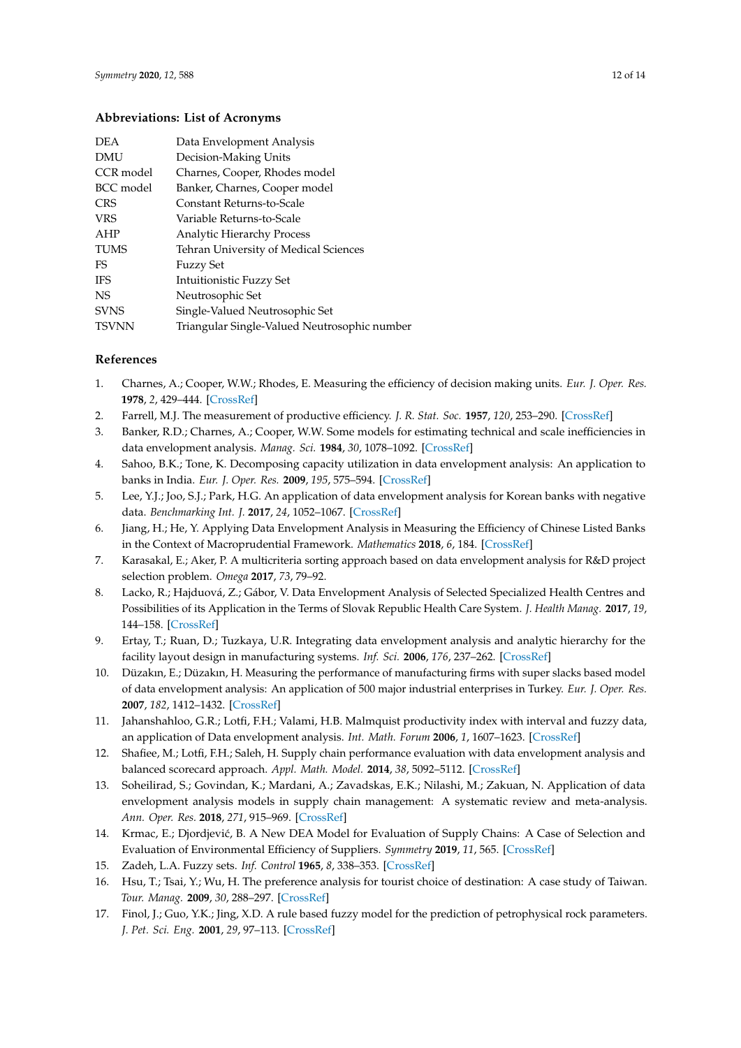## Abbreviations: List of Acronyms

| | |
|---|---|
| DEA | Data Envelopment Analysis |
| DMU | Decision-Making Units |
| CCR model | Charnes, Cooper, Rhodes model |
| BCC model | Banker, Charnes, Cooper model |
| CRS | Constant Returns-to-Scale |
| VRS | Variable Returns-to-Scale |
| AHP | Analytic Hierarchy Process |
| TUMS | Tehran University of Medical Sciences |
| FS | Fuzzy Set |
| IFS | Intuitionistic Fuzzy Set |
| NS | Neutrosophic Set |
| SVNS | Single-Valued Neutrosophic Set |
| TSVNN | Triangular Single-Valued Neutrosophic number |

## References

1. Charnes, A.; Cooper, W.W.; Rhodes, E. Measuring the efficiency of decision making units. *Eur. J. Oper. Res.* **1978**, *2*, 429–444. [CrossRef]
2. Farrell, M.J. The measurement of productive efficiency. *J. R. Stat. Soc.* **1957**, *120*, 253–290. [CrossRef]
3. Banker, R.D.; Charnes, A.; Cooper, W.W. Some models for estimating technical and scale inefficiencies in data envelopment analysis. *Manag. Sci.* **1984**, *30*, 1078–1092. [CrossRef]
4. Sahoo, B.K.; Tone, K. Decomposing capacity utilization in data envelopment analysis: An application to banks in India. *Eur. J. Oper. Res.* **2009**, *195*, 575–594. [CrossRef]
5. Lee, Y.J.; Joo, S.J.; Park, H.G. An application of data envelopment analysis for Korean banks with negative data. *Benchmarking Int. J.* **2017**, *24*, 1052–1067. [CrossRef]
6. Jiang, H.; He, Y. Applying Data Envelopment Analysis in Measuring the Efficiency of Chinese Listed Banks in the Context of Macroprudential Framework. *Mathematics* **2018**, *6*, 184. [CrossRef]
7. Karasakal, E.; Aker, P. A multicriteria sorting approach based on data envelopment analysis for R&D project selection problem. *Omega* **2017**, *73*, 79–92.
8. Lacko, R.; Hajduová, Z.; Gábor, V. Data Envelopment Analysis of Selected Specialized Health Centres and Possibilities of its Application in the Terms of Slovak Republic Health Care System. *J. Health Manag.* **2017**, *19*, 144–158. [CrossRef]
9. Ertay, T.; Ruan, D.; Tuzkaya, U.R. Integrating data envelopment analysis and analytic hierarchy for the facility layout design in manufacturing systems. *Inf. Sci.* **2006**, *176*, 237–262. [CrossRef]
10. Düzakın, E.; Düzakın, H. Measuring the performance of manufacturing firms with super slacks based model of data envelopment analysis: An application of 500 major industrial enterprises in Turkey. *Eur. J. Oper. Res.* **2007**, *182*, 1412–1432. [CrossRef]
11. Jahanshahloo, G.R.; Lotfi, F.H.; Valami, H.B. Malmquist productivity index with interval and fuzzy data, an application of Data envelopment analysis. *Int. Math. Forum* **2006**, *1*, 1607–1623. [CrossRef]
12. Shafiee, M.; Lotfi, F.H.; Saleh, H. Supply chain performance evaluation with data envelopment analysis and balanced scorecard approach. *Appl. Math. Model.* **2014**, *38*, 5092–5112. [CrossRef]
13. Soheilirad, S.; Govindan, K.; Mardani, A.; Zavadskas, E.K.; Nilashi, M.; Zakuan, N. Application of data envelopment analysis models in supply chain management: A systematic review and meta-analysis. *Ann. Oper. Res.* **2018**, *271*, 915–969. [CrossRef]
14. Krmac, E.; Djordjević, B. A New DEA Model for Evaluation of Supply Chains: A Case of Selection and Evaluation of Environmental Efficiency of Suppliers. *Symmetry* **2019**, *11*, 565. [CrossRef]
15. Zadeh, L.A. Fuzzy sets. *Inf. Control* **1965**, *8*, 338–353. [CrossRef]
16. Hsu, T.; Tsai, Y.; Wu, H. The preference analysis for tourist choice of destination: A case study of Taiwan. *Tour. Manag.* **2009**, *30*, 288–297. [CrossRef]
17. Finol, J.; Guo, Y.K.; Jing, X.D. A rule based fuzzy model for the prediction of petrophysical rock parameters. *J. Pet. Sci. Eng.* **2001**, *29*, 97–113. [CrossRef]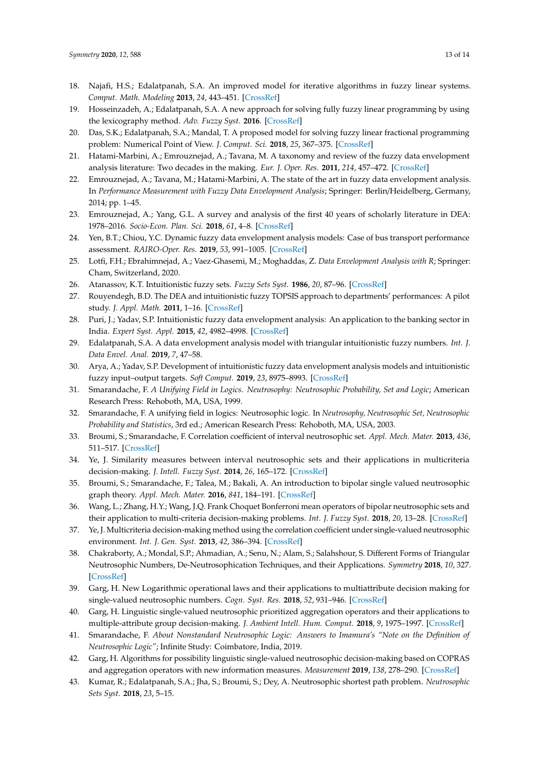18. Najafi, H.S.; Edalatpanah, S.A. An improved model for iterative algorithms in fuzzy linear systems. *Comput. Math. Modeling* **2013**, *24*, 443–451. [CrossRef]
19. Hosseinzadeh, A.; Edalatpanah, S.A. A new approach for solving fully fuzzy linear programming by using the lexicography method. *Adv. Fuzzy Syst.* **2016**. [CrossRef]
20. Das, S.K.; Edalatpanah, S.A.; Mandal, T. A proposed model for solving fuzzy linear fractional programming problem: Numerical Point of View. *J. Comput. Sci.* **2018**, *25*, 367–375. [CrossRef]
21. Hatami-Marbini, A.; Emrouznejad, A.; Tavana, M. A taxonomy and review of the fuzzy data envelopment analysis literature: Two decades in the making. *Eur. J. Oper. Res.* **2011**, *214*, 457–472. [CrossRef]
22. Emrouznejad, A.; Tavana, M.; Hatami-Marbini, A. The state of the art in fuzzy data envelopment analysis. In *Performance Measurement with Fuzzy Data Envelopment Analysis*; Springer: Berlin/Heidelberg, Germany, 2014; pp. 1–45.
23. Emrouznejad, A.; Yang, G.L. A survey and analysis of the first 40 years of scholarly literature in DEA: 1978–2016. *Socio-Econ. Plan. Sci.* **2018**, *61*, 4–8. [CrossRef]
24. Yen, B.T.; Chiou, Y.C. Dynamic fuzzy data envelopment analysis models: Case of bus transport performance assessment. *RAIRO-Oper. Res.* **2019**, *53*, 991–1005. [CrossRef]
25. Lotfi, F.H.; Ebrahimnejad, A.; Vaez-Ghasemi, M.; Moghaddas, Z. *Data Envelopment Analysis with R*; Springer: Cham, Switzerland, 2020.
26. Atanassov, K.T. Intuitionistic fuzzy sets. *Fuzzy Sets Syst.* **1986**, *20*, 87–96. [CrossRef]
27. Rouyendegh, B.D. The DEA and intuitionistic fuzzy TOPSIS approach to departments' performances: A pilot study. *J. Appl. Math.* **2011**, 1–16. [CrossRef]
28. Puri, J.; Yadav, S.P. Intuitionistic fuzzy data envelopment analysis: An application to the banking sector in India. *Expert Syst. Appl.* **2015**, *42*, 4982–4998. [CrossRef]
29. Edalatpanah, S.A. A data envelopment analysis model with triangular intuitionistic fuzzy numbers. *Int. J. Data Envel. Anal.* **2019**, *7*, 47–58.
30. Arya, A.; Yadav, S.P. Development of intuitionistic fuzzy data envelopment analysis models and intuitionistic fuzzy input–output targets. *Soft Comput.* **2019**, *23*, 8975–8993. [CrossRef]
31. Smarandache, F. *A Unifying Field in Logics. Neutrosophy: Neutrosophic Probability, Set and Logic*; American Research Press: Rehoboth, MA, USA, 1999.
32. Smarandache, F. A unifying field in logics: Neutrosophic logic. In *Neutrosophy, Neutrosophic Set, Neutrosophic Probability and Statistics*, 3rd ed.; American Research Press: Rehoboth, MA, USA, 2003.
33. Broumi, S.; Smarandache, F. Correlation coefficient of interval neutrosophic set. *Appl. Mech. Mater.* **2013**, *436*, 511–517. [CrossRef]
34. Ye, J. Similarity measures between interval neutrosophic sets and their applications in multicriteria decision-making. *J. Intell. Fuzzy Syst.* **2014**, *26*, 165–172. [CrossRef]
35. Broumi, S.; Smarandache, F.; Talea, M.; Bakali, A. An introduction to bipolar single valued neutrosophic graph theory. *Appl. Mech. Mater.* **2016**, *841*, 184–191. [CrossRef]
36. Wang, L.; Zhang, H.Y.; Wang, J.Q. Frank Choquet Bonferroni mean operators of bipolar neutrosophic sets and their application to multi-criteria decision-making problems. *Int. J. Fuzzy Syst.* **2018**, *20*, 13–28. [CrossRef]
37. Ye, J. Multicriteria decision-making method using the correlation coefficient under single-valued neutrosophic environment. *Int. J. Gen. Syst.* **2013**, *42*, 386–394. [CrossRef]
38. Chakraborty, A.; Mondal, S.P.; Ahmadian, A.; Senu, N.; Alam, S.; Salahshour, S. Different Forms of Triangular Neutrosophic Numbers, De-Neutrosophication Techniques, and their Applications. *Symmetry* **2018**, *10*, 327. [CrossRef]
39. Garg, H. New Logarithmic operational laws and their applications to multiattribute decision making for single-valued neutrosophic numbers. *Cogn. Syst. Res.* **2018**, *52*, 931–946. [CrossRef]
40. Garg, H. Linguistic single-valued neutrosophic prioritized aggregation operators and their applications to multiple-attribute group decision-making. *J. Ambient Intell. Hum. Comput.* **2018**, *9*, 1975–1997. [CrossRef]
41. Smarandache, F. *About Nonstandard Neutrosophic Logic: Answers to Imamura's "Note on the Definition of Neutrosophic Logic"*; Infinite Study: Coimbatore, India, 2019.
42. Garg, H. Algorithms for possibility linguistic single-valued neutrosophic decision-making based on COPRAS and aggregation operators with new information measures. *Measurement* **2019**, *138*, 278–290. [CrossRef]
43. Kumar, R.; Edalatpanah, S.A.; Jha, S.; Broumi, S.; Dey, A. Neutrosophic shortest path problem. *Neutrosophic Sets Syst.* **2018**, *23*, 5–15.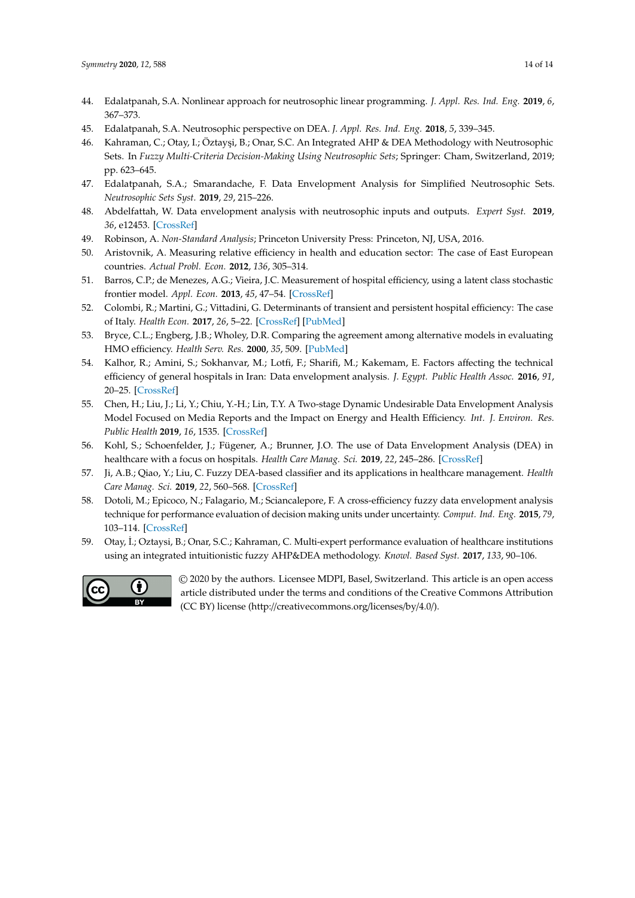44. Edalatpanah, S.A. Nonlinear approach for neutrosophic linear programming. *J. Appl. Res. Ind. Eng.* **2019**, *6*, 367–373.
45. Edalatpanah, S.A. Neutrosophic perspective on DEA. *J. Appl. Res. Ind. Eng.* **2018**, *5*, 339–345.
46. Kahraman, C.; Otay, I.; Öztayşi, B.; Onar, S.C. An Integrated AHP & DEA Methodology with Neutrosophic Sets. In *Fuzzy Multi-Criteria Decision-Making Using Neutrosophic Sets*; Springer: Cham, Switzerland, 2019; pp. 623–645.
47. Edalatpanah, S.A.; Smarandache, F. Data Envelopment Analysis for Simplified Neutrosophic Sets. *Neutrosophic Sets Syst.* **2019**, *29*, 215–226.
48. Abdelfattah, W. Data envelopment analysis with neutrosophic inputs and outputs. *Expert Syst.* **2019**, *36*, e12453. [CrossRef]
49. Robinson, A. *Non-Standard Analysis*; Princeton University Press: Princeton, NJ, USA, 2016.
50. Aristovnik, A. Measuring relative efficiency in health and education sector: The case of East European countries. *Actual Probl. Econ.* **2012**, *136*, 305–314.
51. Barros, C.P.; de Menezes, A.G.; Vieira, J.C. Measurement of hospital efficiency, using a latent class stochastic frontier model. *Appl. Econ.* **2013**, *45*, 47–54. [CrossRef]
52. Colombi, R.; Martini, G.; Vittadini, G. Determinants of transient and persistent hospital efficiency: The case of Italy. *Health Econ.* **2017**, *26*, 5–22. [CrossRef] [PubMed]
53. Bryce, C.L.; Engberg, J.B.; Wholey, D.R. Comparing the agreement among alternative models in evaluating HMO efficiency. *Health Serv. Res.* **2000**, *35*, 509. [PubMed]
54. Kalhor, R.; Amini, S.; Sokhanvar, M.; Lotfi, F.; Sharifi, M.; Kakemam, E. Factors affecting the technical efficiency of general hospitals in Iran: Data envelopment analysis. *J. Egypt. Public Health Assoc.* **2016**, *91*, 20–25. [CrossRef]
55. Chen, H.; Liu, J.; Li, Y.; Chiu, Y.-H.; Lin, T.Y. A Two-stage Dynamic Undesirable Data Envelopment Analysis Model Focused on Media Reports and the Impact on Energy and Health Efficiency. *Int. J. Environ. Res. Public Health* **2019**, *16*, 1535. [CrossRef]
56. Kohl, S.; Schoenfelder, J.; Fügener, A.; Brunner, J.O. The use of Data Envelopment Analysis (DEA) in healthcare with a focus on hospitals. *Health Care Manag. Sci.* **2019**, *22*, 245–286. [CrossRef]
57. Ji, A.B.; Qiao, Y.; Liu, C. Fuzzy DEA-based classifier and its applications in healthcare management. *Health Care Manag. Sci.* **2019**, *22*, 560–568. [CrossRef]
58. Dotoli, M.; Epicoco, N.; Falagario, M.; Sciancalepore, F. A cross-efficiency fuzzy data envelopment analysis technique for performance evaluation of decision making units under uncertainty. *Comput. Ind. Eng.* **2015**, *79*, 103–114. [CrossRef]
59. Otay, İ.; Oztaysi, B.; Onar, S.C.; Kahraman, C. Multi-expert performance evaluation of healthcare institutions using an integrated intuitionistic fuzzy AHP&DEA methodology. *Knowl. Based Syst.* **2017**, *133*, 90–106.

© 2020 by the authors. Licensee MDPI, Basel, Switzerland. This article is an open access article distributed under the terms and conditions of the Creative Commons Attribution (CC BY) license (http://creativecommons.org/licenses/by/4.0/).